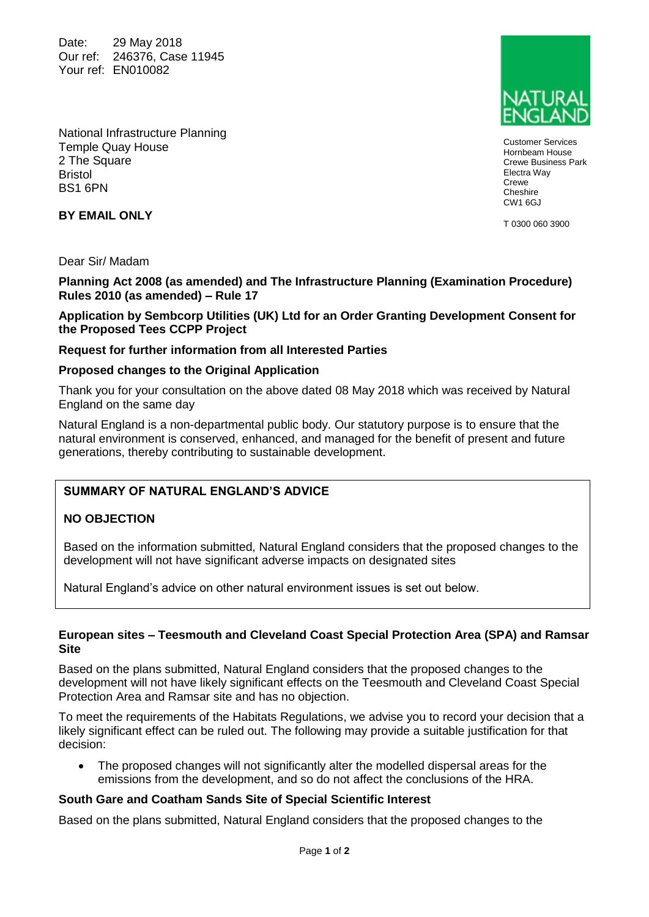Date: 29 May 2018
Our ref: 246376, Case 11945
Your ref: EN010082

National Infrastructure Planning
Temple Quay House
2 The Square
Bristol
BS1 6PN

**BY EMAIL ONLY**

NATURAL ENGLAND

Customer Services
Hornbeam House
Crewe Business Park
Electra Way
Crewe
Cheshire
CW1 6GJ

T 0300 060 3900

Dear Sir/ Madam

**Planning Act 2008 (as amended) and The Infrastructure Planning (Examination Procedure) Rules 2010 (as amended) – Rule 17**

**Application by Sembcorp Utilities (UK) Ltd for an Order Granting Development Consent for the Proposed Tees CCPP Project**

**Request for further information from all Interested Parties**

**Proposed changes to the Original Application**

Thank you for your consultation on the above dated 08 May 2018 which was received by Natural England on the same day

Natural England is a non-departmental public body. Our statutory purpose is to ensure that the natural environment is conserved, enhanced, and managed for the benefit of present and future generations, thereby contributing to sustainable development.

**SUMMARY OF NATURAL ENGLAND'S ADVICE**

**NO OBJECTION**

Based on the information submitted, Natural England considers that the proposed changes to the development will not have significant adverse impacts on designated sites

Natural England's advice on other natural environment issues is set out below.

**European sites – Teesmouth and Cleveland Coast Special Protection Area (SPA) and Ramsar Site**

Based on the plans submitted, Natural England considers that the proposed changes to the development will not have likely significant effects on the Teesmouth and Cleveland Coast Special Protection Area and Ramsar site and has no objection.

To meet the requirements of the Habitats Regulations, we advise you to record your decision that a likely significant effect can be ruled out. The following may provide a suitable justification for that decision:

- The proposed changes will not significantly alter the modelled dispersal areas for the emissions from the development, and so do not affect the conclusions of the HRA.

**South Gare and Coatham Sands Site of Special Scientific Interest**

Based on the plans submitted, Natural England considers that the proposed changes to the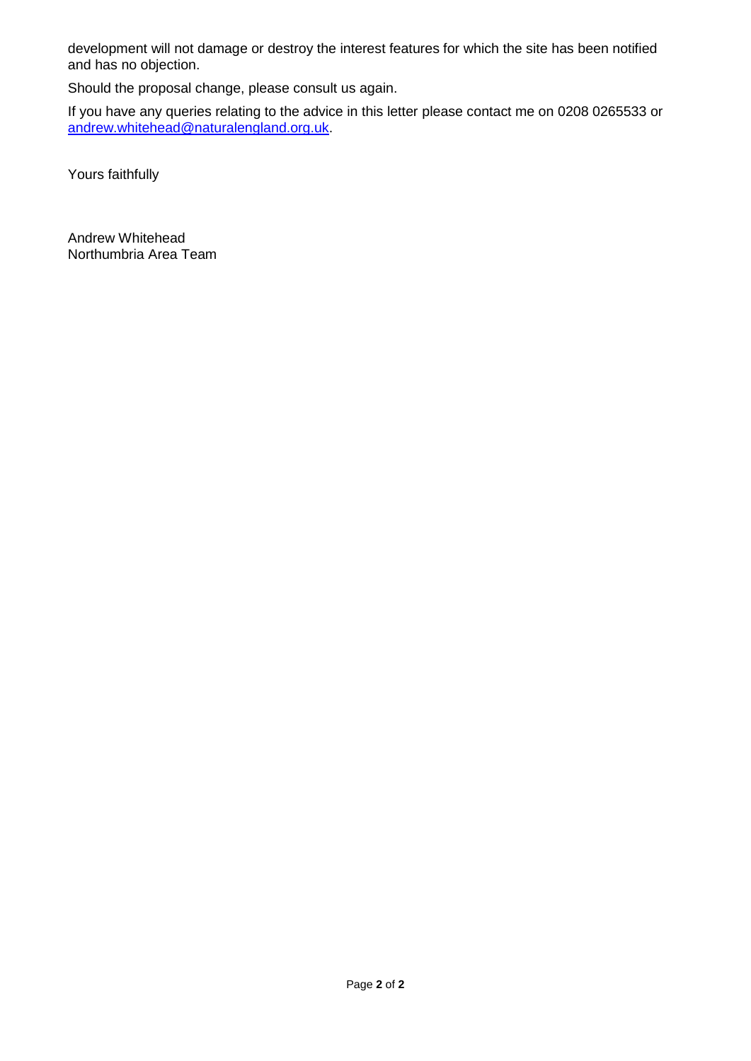development will not damage or destroy the interest features for which the site has been notified and has no objection.

Should the proposal change, please consult us again.

If you have any queries relating to the advice in this letter please contact me on 0208 0265533 or andrew.whitehead@naturalengland.org.uk.

Yours faithfully

Andrew Whitehead
Northumbria Area Team